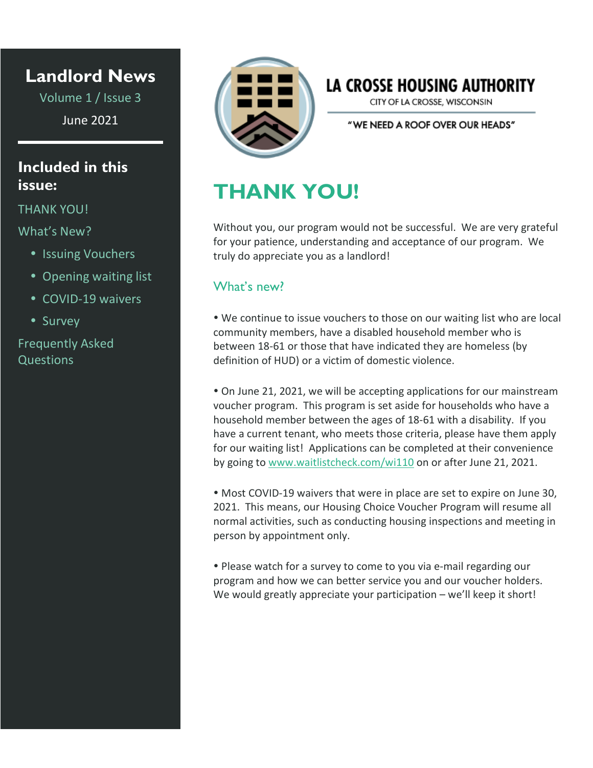# Landlord News

Volume 1 / Issue 3

June 2021

## Included in this issue:

THANK YOU!

What's New?

- Issuing Vouchers
- Opening waiting list
- COVID-19 waivers
- Survey

Frequently Asked Questions

**LA CROSSE HOUSING AUTHORITY**

CITY OF LA CROSSE, WISCONSIN

"WE NEED A ROOF OVER OUR HEADS"

# THANK YOU!

Without you, our program would not be successful. We are very grateful for your patience, understanding and acceptance of our program. We truly do appreciate you as a landlord!

## What's new?

• We continue to issue vouchers to those on our waiting list who are local community members, have a disabled household member who is between 18-61 or those that have indicated they are homeless (by definition of HUD) or a victim of domestic violence.

• On June 21, 2021, we will be accepting applications for our mainstream voucher program. This program is set aside for households who have a household member between the ages of 18-61 with a disability. If you have a current tenant, who meets those criteria, please have them apply for our waiting list! Applications can be completed at their convenience by going to www.waitlistcheck.com/wi110 on or after June 21, 2021.

• Most COVID-19 waivers that were in place are set to expire on June 30, 2021. This means, our Housing Choice Voucher Program will resume all normal activities, such as conducting housing inspections and meeting in person by appointment only.

• Please watch for a survey to come to you via e-mail regarding our program and how we can better service you and our voucher holders. We would greatly appreciate your participation – we'll keep it short!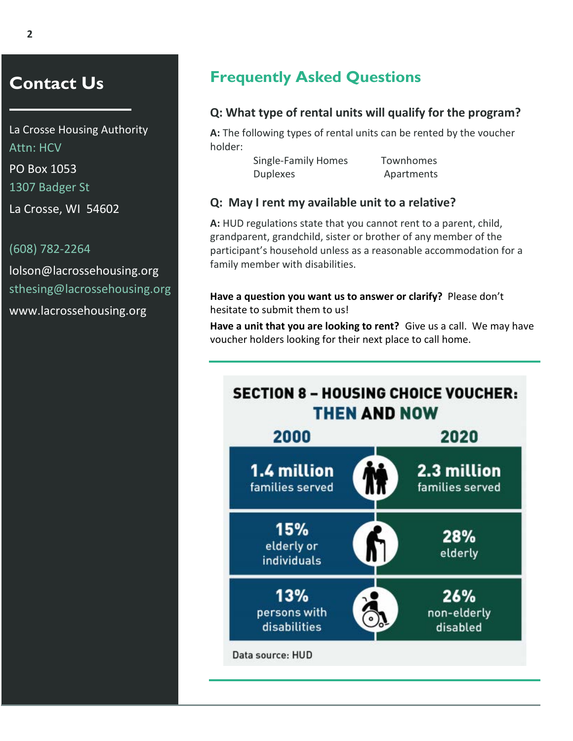## Contact Us

La Crosse Housing Authority
Attn: HCV
PO Box 1053
1307 Badger St
La Crosse, WI 54602

(608) 782-2264
lolson@lacrossehousing.org
sthesing@lacrossehousing.org
www.lacrossehousing.org

## Frequently Asked Questions

### Q: What type of rental units will qualify for the program?

**A:** The following types of rental units can be rented by the voucher holder:

- Single-Family Homes
- Townhomes
- Duplexes
- Apartments

### Q: May I rent my available unit to a relative?

**A:** HUD regulations state that you cannot rent to a parent, child, grandparent, grandchild, sister or brother of any member of the participant's household unless as a reasonable accommodation for a family member with disabilities.

**Have a question you want us to answer or clarify?** Please don't hesitate to submit them to us!

**Have a unit that you are looking to rent?** Give us a call. We may have voucher holders looking for their next place to call home.

SECTION 8 – HOUSING CHOICE VOUCHER: THEN AND NOW

2000

1.4 million families served

15% elderly or individuals

13% persons with disabilities

2020

2.3 million families served

28% elderly

26% non-elderly disabled

Data source: HUD